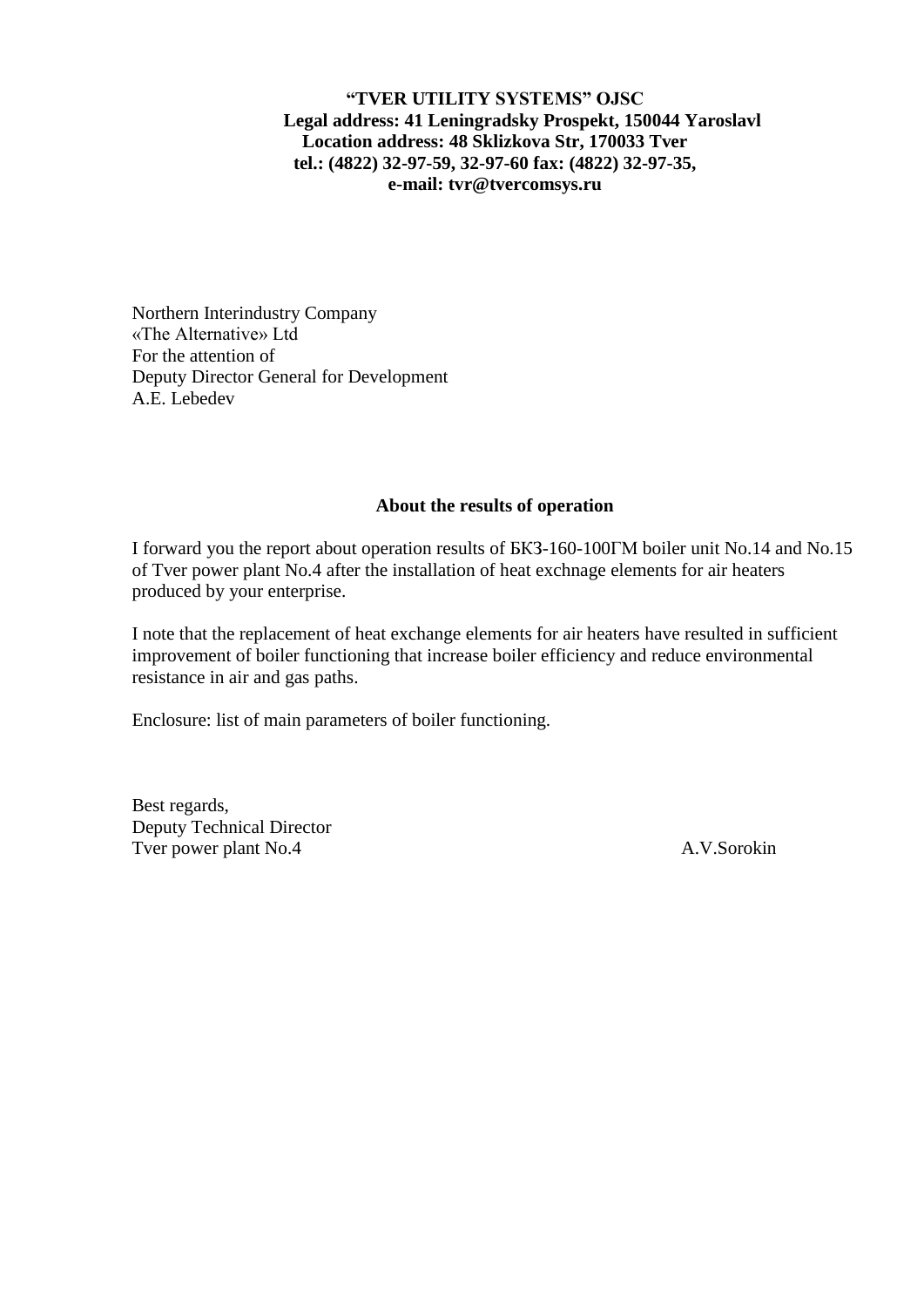**“TVER UTILITY SYSTEMS” OJSC**
**Legal address: 41 Leningradsky Prospekt, 150044 Yaroslavl**
**Location address: 48 Sklizkova Str, 170033 Tver**
**tel.: (4822) 32-97-59, 32-97-60 fax: (4822) 32-97-35,**
**e-mail: tvr@tvercomsys.ru**

Northern Interindustry Company
«The Alternative» Ltd
For the attention of
Deputy Director General for Development
A.E. Lebedev

**About the results of operation**

I forward you the report about operation results of БКЗ-160-100ГМ boiler unit No.14 and No.15 of Tver power plant No.4 after the installation of heat exchnage elements for air heaters produced by your enterprise.

I note that the replacement of heat exchange elements for air heaters have resulted in sufficient improvement of boiler functioning that increase boiler efficiency and reduce environmental resistance in air and gas paths.

Enclosure: list of main parameters of boiler functioning.

Best regards,
Deputy Technical Director
Tver power plant No.4 A.V.Sorokin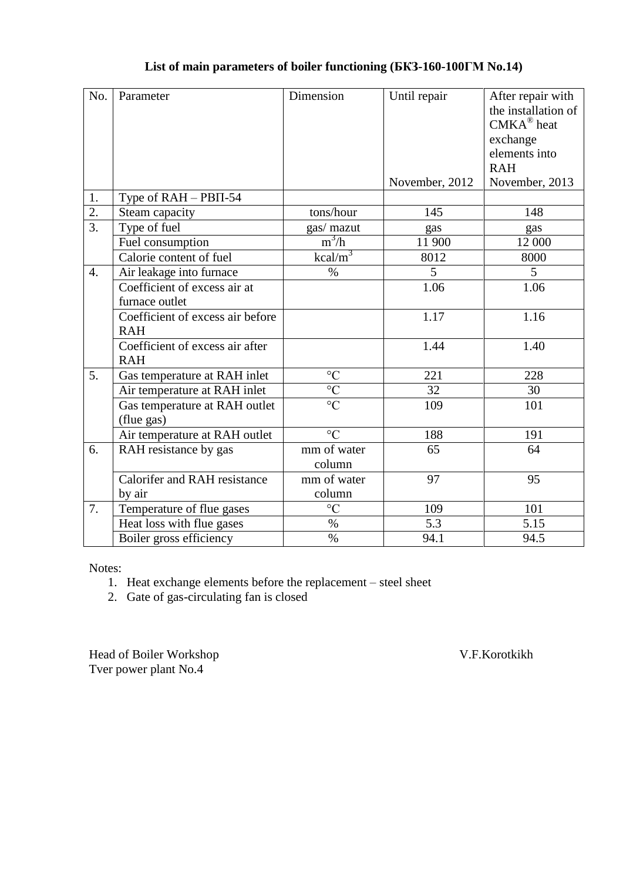**List of main parameters of boiler functioning (БКЗ-160-100ГМ No.14)**

| No. | Parameter | Dimension | Until repair<br><br>November, 2012 | After repair with the installation of СМКА® heat exchange elements into RAH<br>November, 2013 |
|---|---|---|---|---|
| 1. | Type of RAH – РВП-54 | | | |
| 2. | Steam capacity | tons/hour | 145 | 148 |
| 3. | Type of fuel | gas/ mazut | gas | gas |
| | Fuel consumption | $m^3/h$ | 11 900 | 12 000 |
| | Calorie content of fuel | $kcal/m^3$ | 8012 | 8000 |
| 4. | Air leakage into furnace | % | 5 | 5 |
| | Coefficient of excess air at furnace outlet | | 1.06 | 1.06 |
| | Coefficient of excess air before RAH | | 1.17 | 1.16 |
| | Coefficient of excess air after RAH | | 1.44 | 1.40 |
| 5. | Gas temperature at RAH inlet | °C | 221 | 228 |
| | Air temperature at RAH inlet | °C | 32 | 30 |
| | Gas temperature at RAH outlet (flue gas) | °C | 109 | 101 |
| | Air temperature at RAH outlet | °C | 188 | 191 |
| 6. | RAH resistance by gas | mm of water column | 65 | 64 |
| | Calorifer and RAH resistance by air | mm of water column | 97 | 95 |
| 7. | Temperature of flue gases | °C | 109 | 101 |
| | Heat loss with flue gases | % | 5.3 | 5.15 |
| | Boiler gross efficiency | % | 94.1 | 94.5 |

Notes:

1. Heat exchange elements before the replacement – steel sheet
2. Gate of gas-circulating fan is closed

Head of Boiler Workshop　　　　　　　　　　V.F.Korotkikh
Tver power plant No.4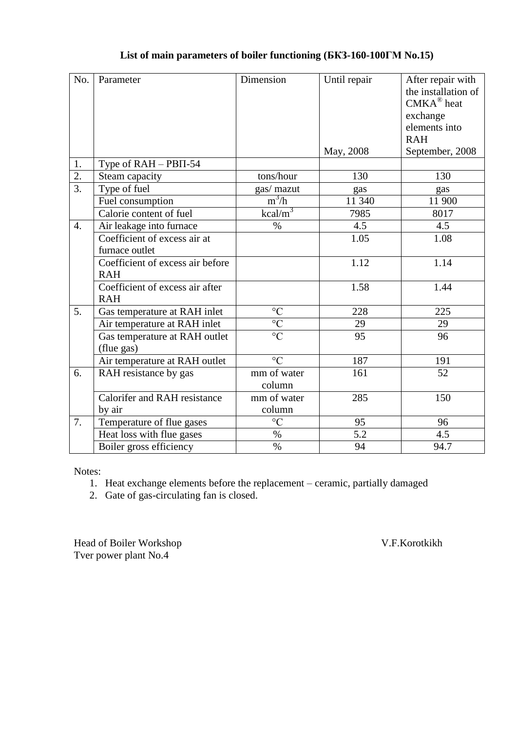**List of main parameters of boiler functioning (БКЗ-160-100ГМ No.15)**

| No. | Parameter | Dimension | Until repair<br><br>May, 2008 | After repair with the installation of CMKA® heat exchange elements into RAH<br>September, 2008 |
|---|---|---|---|---|
| 1. | Type of RAH – РВП-54 | | | |
| 2. | Steam capacity | tons/hour | 130 | 130 |
| 3. | Type of fuel | gas/ mazut | gas | gas |
| | Fuel consumption | $m^3/h$ | 11 340 | 11 900 |
| | Calorie content of fuel | $kcal/m^3$ | 7985 | 8017 |
| 4. | Air leakage into furnace | % | 4.5 | 4.5 |
| | Coefficient of excess air at furnace outlet | | 1.05 | 1.08 |
| | Coefficient of excess air before RAH | | 1.12 | 1.14 |
| | Coefficient of excess air after RAH | | 1.58 | 1.44 |
| 5. | Gas temperature at RAH inlet | °C | 228 | 225 |
| | Air temperature at RAH inlet | °C | 29 | 29 |
| | Gas temperature at RAH outlet (flue gas) | °C | 95 | 96 |
| | Air temperature at RAH outlet | °C | 187 | 191 |
| 6. | RAH resistance by gas | mm of water column | 161 | 52 |
| | Calorifer and RAH resistance by air | mm of water column | 285 | 150 |
| 7. | Temperature of flue gases | °C | 95 | 96 |
| | Heat loss with flue gases | % | 5.2 | 4.5 |
| | Boiler gross efficiency | % | 94 | 94.7 |

Notes:

1. Heat exchange elements before the replacement – ceramic, partially damaged
2. Gate of gas-circulating fan is closed.

Head of Boiler Workshop  
Tver power plant No.4

V.F.Korotkikh